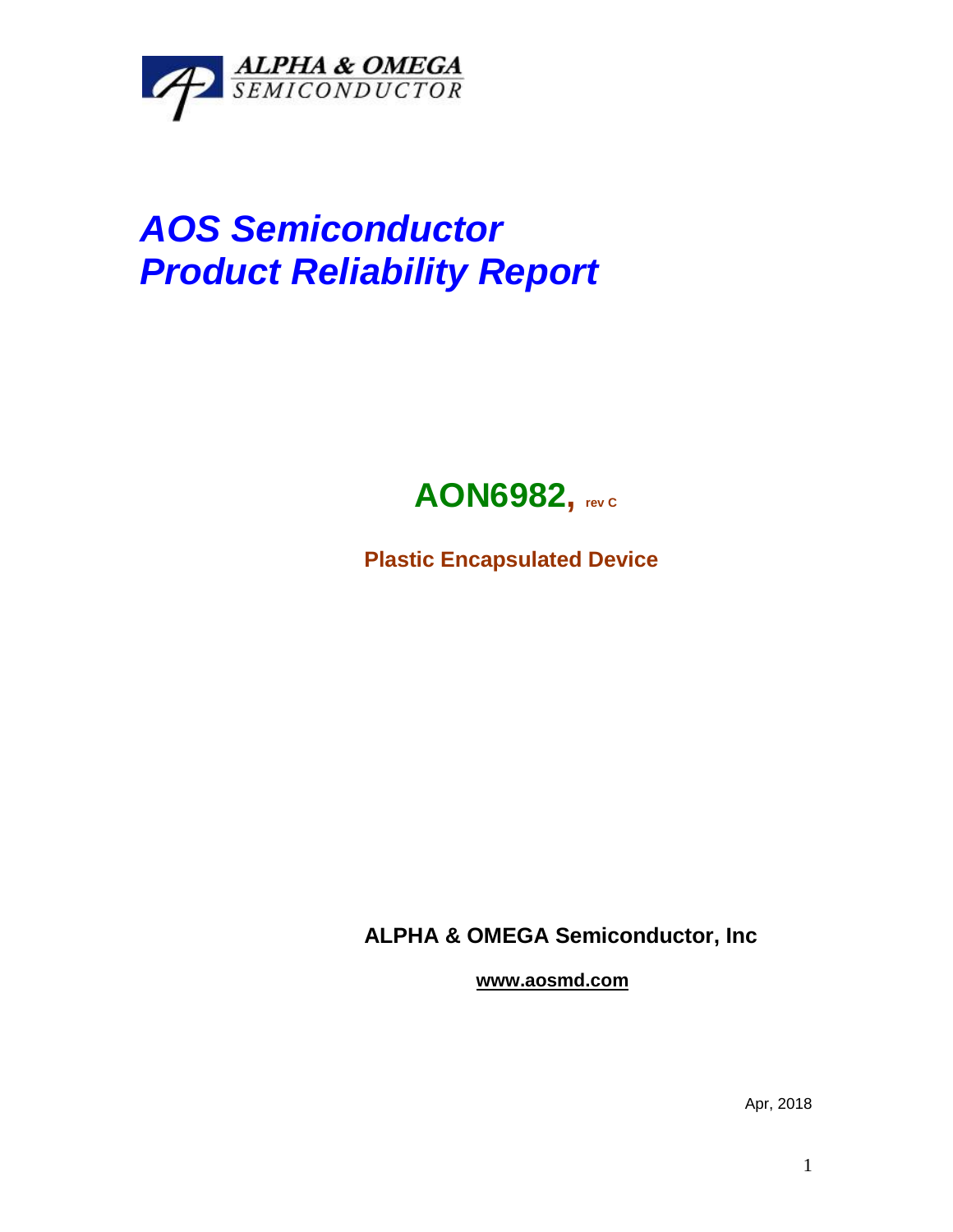ALPHA & OMEGA
SEMICONDUCTOR

# *AOS Semiconductor*
# *Product Reliability Report*

## AON6982, rev C

**Plastic Encapsulated Device**

**ALPHA & OMEGA Semiconductor, Inc**

**www.aosmd.com**

Apr, 2018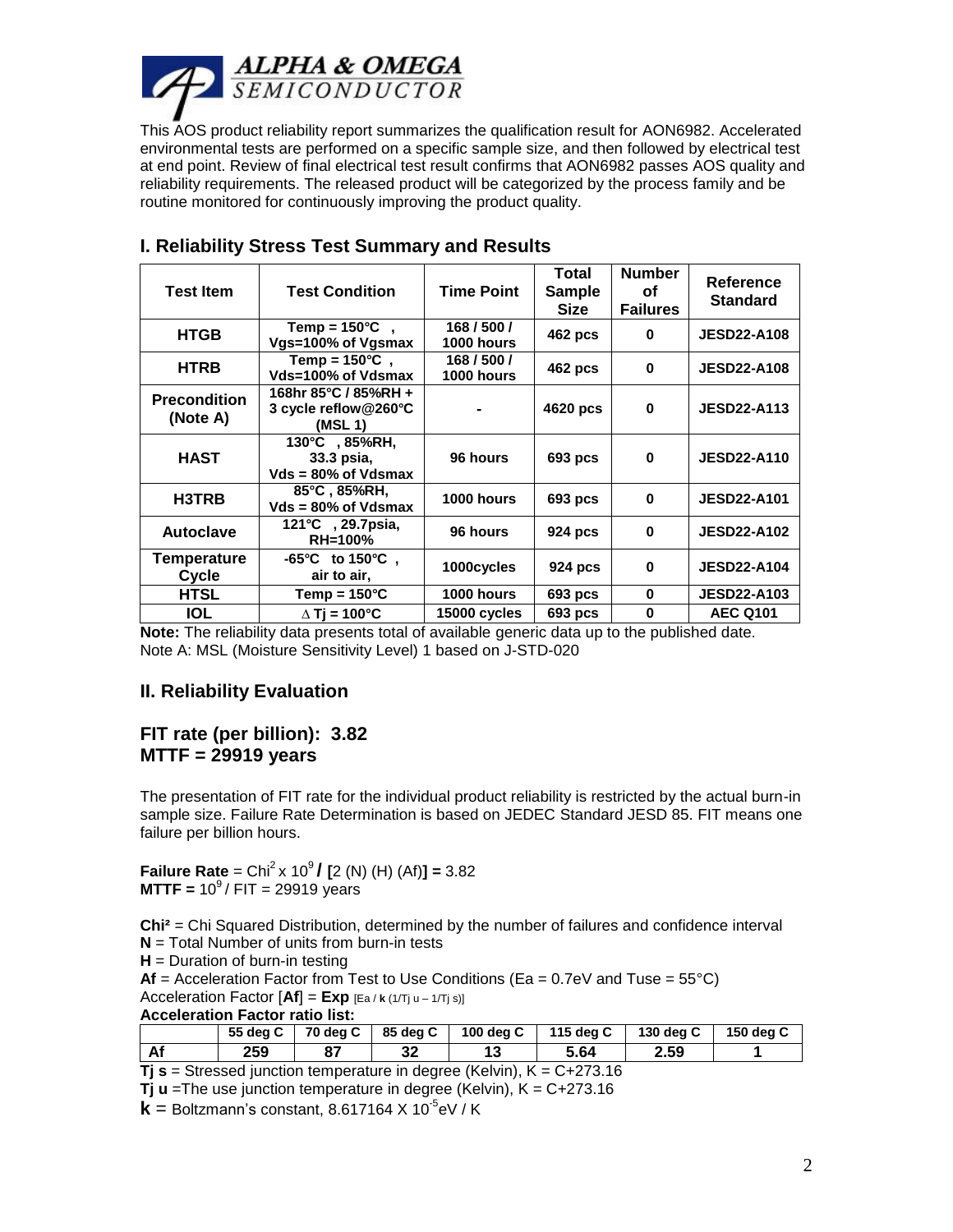This AOS product reliability report summarizes the qualification result for AON6982. Accelerated environmental tests are performed on a specific sample size, and then followed by electrical test at end point. Review of final electrical test result confirms that AON6982 passes AOS quality and reliability requirements. The released product will be categorized by the process family and be routine monitored for continuously improving the product quality.

## I. Reliability Stress Test Summary and Results

| Test Item | Test Condition | Time Point | Total Sample Size | Number of Failures | Reference Standard |
|---|---|---|---|---|---|
| HTGB | Temp = 150°C , Vgs=100% of Vgsmax | 168 / 500 / 1000 hours | 462 pcs | 0 | JESD22-A108 |
| HTRB | Temp = 150°C , Vds=100% of Vdsmax | 168 / 500 / 1000 hours | 462 pcs | 0 | JESD22-A108 |
| Precondition (Note A) | 168hr 85°C / 85%RH + 3 cycle reflow@260°C (MSL 1) | - | 4620 pcs | 0 | JESD22-A113 |
| HAST | 130°C , 85%RH, 33.3 psia, Vds = 80% of Vdsmax | 96 hours | 693 pcs | 0 | JESD22-A110 |
| H3TRB | 85°C , 85%RH, Vds = 80% of Vdsmax | 1000 hours | 693 pcs | 0 | JESD22-A101 |
| Autoclave | 121°C , 29.7psia, RH=100% | 96 hours | 924 pcs | 0 | JESD22-A102 |
| Temperature Cycle | -65°C to 150°C , air to air, | 1000cycles | 924 pcs | 0 | JESD22-A104 |
| HTSL | Temp = 150°C | 1000 hours | 693 pcs | 0 | JESD22-A103 |
| IOL | $\Delta$ Tj = 100°C | 15000 cycles | 693 pcs | 0 | AEC Q101 |

**Note:** The reliability data presents total of available generic data up to the published date.
Note A: MSL (Moisture Sensitivity Level) 1 based on J-STD-020

## II. Reliability Evaluation

### FIT rate (per billion): 3.82
### MTTF = 29919 years

The presentation of FIT rate for the individual product reliability is restricted by the actual burn-in sample size. Failure Rate Determination is based on JEDEC Standard JESD 85. FIT means one failure per billion hours.

**Failure Rate** = $\text{Chi}^2 \times 10^9$ **/ [**2 (N) (H) (Af)**] =** 3.82
**MTTF =** $10^9$ / FIT = 29919 years

**Chi²** = Chi Squared Distribution, determined by the number of failures and confidence interval
**N** = Total Number of units from burn-in tests
**H** = Duration of burn-in testing
**Af** = Acceleration Factor from Test to Use Conditions (Ea = 0.7eV and Tuse = 55°C)
Acceleration Factor [**Af**] = **Exp** [Ea / **k** (1/Tj u – 1/Tj s)]

**Acceleration Factor ratio list:**

| | 55 deg C | 70 deg C | 85 deg C | 100 deg C | 115 deg C | 130 deg C | 150 deg C |
|---|---|---|---|---|---|---|---|
| Af | 259 | 87 | 32 | 13 | 5.64 | 2.59 | 1 |

**Tj s** = Stressed junction temperature in degree (Kelvin), K = C+273.16
**Tj u** =The use junction temperature in degree (Kelvin), K = C+273.16
**k** = Boltzmann's constant, 8.617164 X $10^{-5}$eV / K